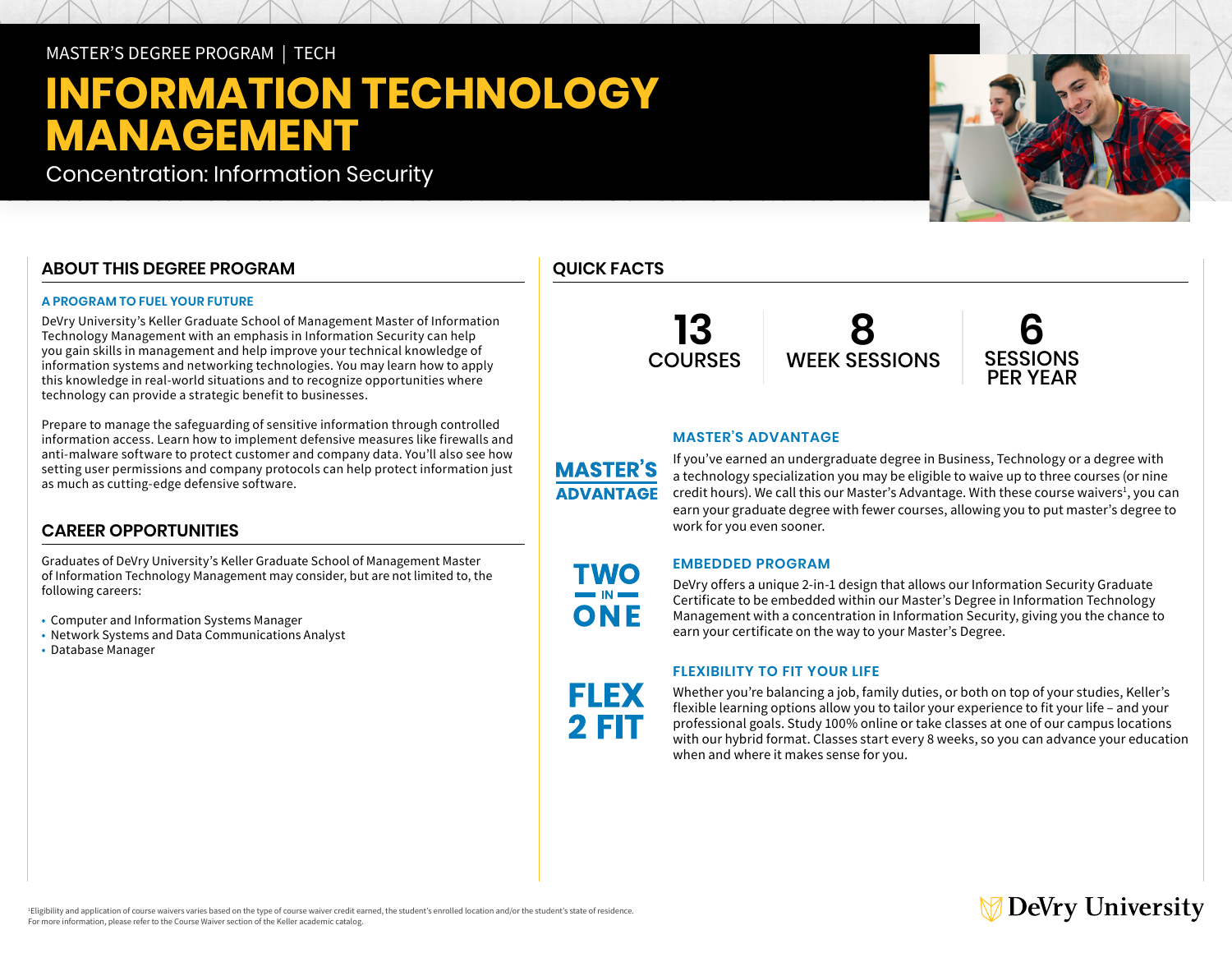MASTER'S DEGREE PROGRAM | TECH

# INFORMATION TECHNOLOGY MANAGEMENT

Concentration: Information Security

## ABOUT THIS DEGREE PROGRAM

### A PROGRAM TO FUEL YOUR FUTURE

DeVry University's Keller Graduate School of Management Master of Information Technology Management with an emphasis in Information Security can help you gain skills in management and help improve your technical knowledge of information systems and networking technologies. You may learn how to apply this knowledge in real-world situations and to recognize opportunities where technology can provide a strategic benefit to businesses.

Prepare to manage the safeguarding of sensitive information through controlled information access. Learn how to implement defensive measures like firewalls and anti-malware software to protect customer and company data. You'll also see how setting user permissions and company protocols can help protect information just as much as cutting-edge defensive software.

## CAREER OPPORTUNITIES

Graduates of DeVry University's Keller Graduate School of Management Master of Information Technology Management may consider, but are not limited to, the following careers:

- Computer and Information Systems Manager
- Network Systems and Data Communications Analyst
- Database Manager

## QUICK FACTS

**13** COURSES

**8** WEEK SESSIONS

**6** SESSIONS PER YEAR

### MASTER'S ADVANTAGE

If you've earned an undergraduate degree in Business, Technology or a degree with a technology specialization you may be eligible to waive up to three courses (or nine credit hours). We call this our Master's Advantage. With these course waivers[1], you can earn your graduate degree with fewer courses, allowing you to put master's degree to work for you even sooner.

### EMBEDDED PROGRAM

DeVry offers a unique 2-in-1 design that allows our Information Security Graduate Certificate to be embedded within our Master's Degree in Information Technology Management with a concentration in Information Security, giving you the chance to earn your certificate on the way to your Master's Degree.

### FLEXIBILITY TO FIT YOUR LIFE

Whether you're balancing a job, family duties, or both on top of your studies, Keller's flexible learning options allow you to tailor your experience to fit your life – and your professional goals. Study 100% online or take classes at one of our campus locations with our hybrid format. Classes start every 8 weeks, so you can advance your education when and where it makes sense for you.

[1]Eligibility and application of course waivers varies based on the type of course waiver credit earned, the student's enrolled location and/or the student's state of residence. For more information, please refer to the Course Waiver section of the Keller academic catalog.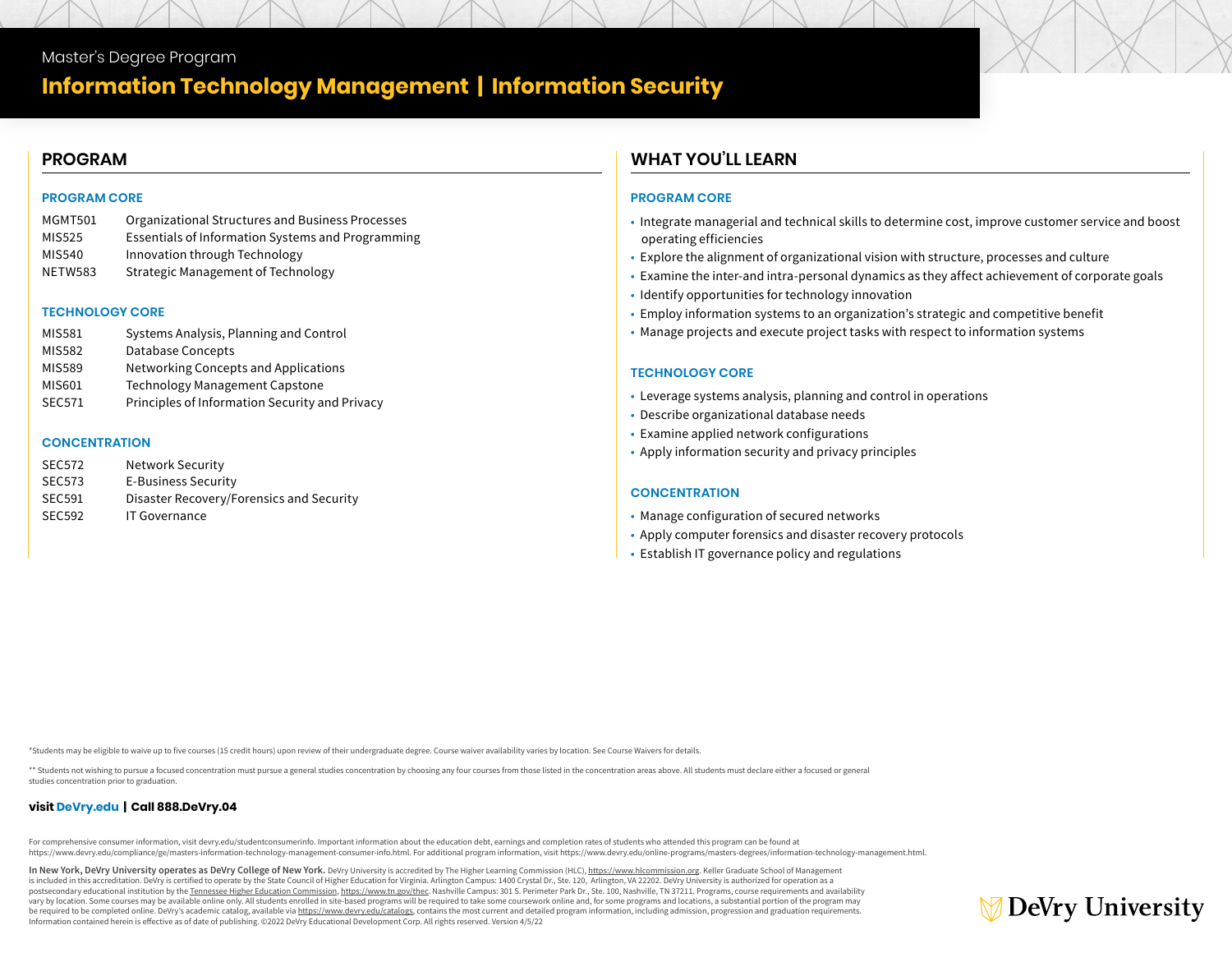Master's Degree Program

# Information Technology Management | Information Security

## PROGRAM

### PROGRAM CORE

| | |
|---|---|
| MGMT501 | Organizational Structures and Business Processes |
| MIS525 | Essentials of Information Systems and Programming |
| MIS540 | Innovation through Technology |
| NETW583 | Strategic Management of Technology |

### TECHNOLOGY CORE

| | |
|---|---|
| MIS581 | Systems Analysis, Planning and Control |
| MIS582 | Database Concepts |
| MIS589 | Networking Concepts and Applications |
| MIS601 | Technology Management Capstone |
| SEC571 | Principles of Information Security and Privacy |

### CONCENTRATION

| | |
|---|---|
| SEC572 | Network Security |
| SEC573 | E-Business Security |
| SEC591 | Disaster Recovery/Forensics and Security |
| SEC592 | IT Governance |

## WHAT YOU'LL LEARN

### PROGRAM CORE

- Integrate managerial and technical skills to determine cost, improve customer service and boost operating efficiencies
- Explore the alignment of organizational vision with structure, processes and culture
- Examine the inter-and intra-personal dynamics as they affect achievement of corporate goals
- Identify opportunities for technology innovation
- Employ information systems to an organization's strategic and competitive benefit
- Manage projects and execute project tasks with respect to information systems

### TECHNOLOGY CORE

- Leverage systems analysis, planning and control in operations
- Describe organizational database needs
- Examine applied network configurations
- Apply information security and privacy principles

### CONCENTRATION

- Manage configuration of secured networks
- Apply computer forensics and disaster recovery protocols
- Establish IT governance policy and regulations

*Students may be eligible to waive up to five courses (15 credit hours) upon review of their undergraduate degree. Course waiver availability varies by location. See Course Waivers for details.

** Students not wishing to pursue a focused concentration must pursue a general studies concentration by choosing any four courses from those listed in the concentration areas above. All students must declare either a focused or general studies concentration prior to graduation.

**visit DeVry.edu | Call 888.DeVry.04**

For comprehensive consumer information, visit devry.edu/studentconsumerinfo. Important information about the education debt, earnings and completion rates of students who attended this program can be found at https://www.devry.edu/compliance/ge/masters-information-technology-management-consumer-info.html. For additional program information, visit https://www.devry.edu/online-programs/masters-degrees/information-technology-management.html.

**In New York, DeVry University operates as DeVry College of New York.** DeVry University is accredited by The Higher Learning Commission (HLC), https://www.hlcommission.org. Keller Graduate School of Management is included in this accreditation. DeVry is certified to operate by the State Council of Higher Education for Virginia. Arlington Campus: 1400 Crystal Dr., Ste. 120, Arlington, VA 22202. DeVry University is authorized for operation as a postsecondary educational institution by the Tennessee Higher Education Commission, https://www.tn.gov/thec. Nashville Campus: 301 S. Perimeter Park Dr., Ste. 100, Nashville, TN 37211. Programs, course requirements and availability vary by location. Some courses may be available online only. All students enrolled in site-based programs will be required to take some coursework online and, for some programs and locations, a substantial portion of the program may be required to be completed online. DeVry's academic catalog, available via https://www.devry.edu/catalogs, contains the most current and detailed program information, including admission, progression and graduation requirements. Information contained herein is effective as of date of publishing. ©2022 DeVry Educational Development Corp. All rights reserved. Version 4/5/22

DeVry University